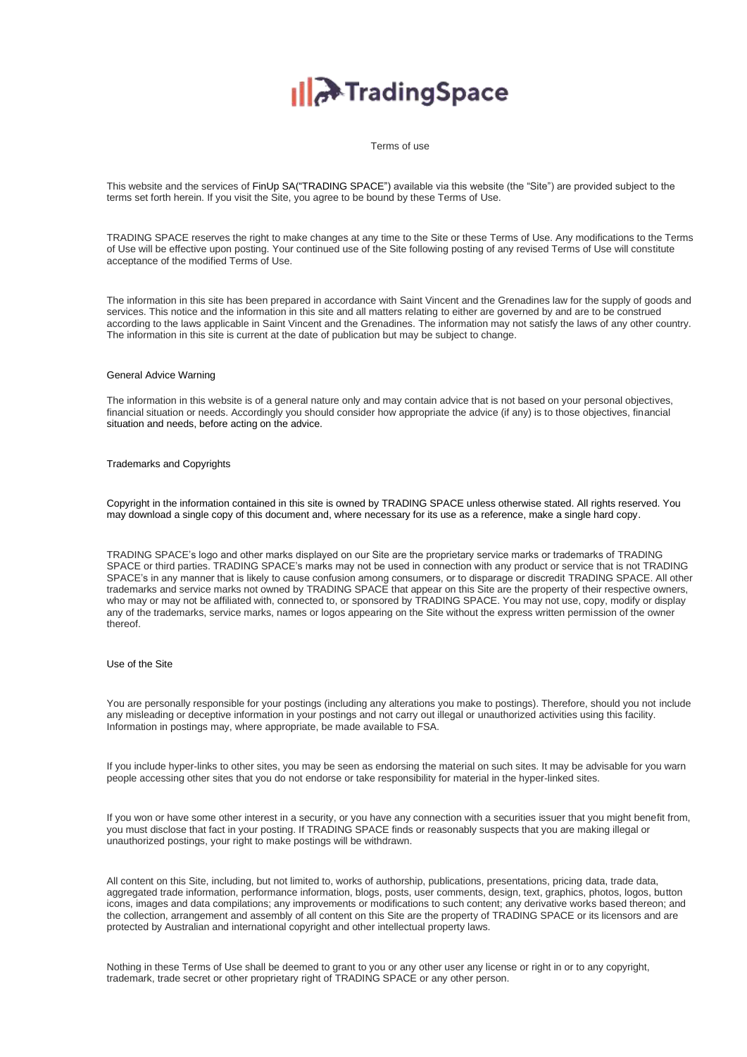# TradingSpace

Terms of use

This website and the services of FinUp SA("TRADING SPACE") available via this website (the "Site") are provided subject to the terms set forth herein. If you visit the Site, you agree to be bound by these Terms of Use.

TRADING SPACE reserves the right to make changes at any time to the Site or these Terms of Use. Any modifications to the Terms of Use will be effective upon posting. Your continued use of the Site following posting of any revised Terms of Use will constitute acceptance of the modified Terms of Use.

The information in this site has been prepared in accordance with Saint Vincent and the Grenadines law for the supply of goods and services. This notice and the information in this site and all matters relating to either are governed by and are to be construed according to the laws applicable in Saint Vincent and the Grenadines. The information may not satisfy the laws of any other country. The information in this site is current at the date of publication but may be subject to change.

## General Advice Warning

The information in this website is of a general nature only and may contain advice that is not based on your personal objectives, financial situation or needs. Accordingly you should consider how appropriate the advice (if any) is to those objectives, financial situation and needs, before acting on the advice.

## Trademarks and Copyrights

Copyright in the information contained in this site is owned by TRADING SPACE unless otherwise stated. All rights reserved. You may download a single copy of this document and, where necessary for its use as a reference, make a single hard copy.

TRADING SPACE's logo and other marks displayed on our Site are the proprietary service marks or trademarks of TRADING SPACE or third parties. TRADING SPACE's marks may not be used in connection with any product or service that is not TRADING SPACE's in any manner that is likely to cause confusion among consumers, or to disparage or discredit TRADING SPACE. All other trademarks and service marks not owned by TRADING SPACE that appear on this Site are the property of their respective owners, who may or may not be affiliated with, connected to, or sponsored by TRADING SPACE. You may not use, copy, modify or display any of the trademarks, service marks, names or logos appearing on the Site without the express written permission of the owner thereof.

## Use of the Site

You are personally responsible for your postings (including any alterations you make to postings). Therefore, should you not include any misleading or deceptive information in your postings and not carry out illegal or unauthorized activities using this facility. Information in postings may, where appropriate, be made available to FSA.

If you include hyper-links to other sites, you may be seen as endorsing the material on such sites. It may be advisable for you warn people accessing other sites that you do not endorse or take responsibility for material in the hyper-linked sites.

If you won or have some other interest in a security, or you have any connection with a securities issuer that you might benefit from, you must disclose that fact in your posting. If TRADING SPACE finds or reasonably suspects that you are making illegal or unauthorized postings, your right to make postings will be withdrawn.

All content on this Site, including, but not limited to, works of authorship, publications, presentations, pricing data, trade data, aggregated trade information, performance information, blogs, posts, user comments, design, text, graphics, photos, logos, button icons, images and data compilations; any improvements or modifications to such content; any derivative works based thereon; and the collection, arrangement and assembly of all content on this Site are the property of TRADING SPACE or its licensors and are protected by Australian and international copyright and other intellectual property laws.

Nothing in these Terms of Use shall be deemed to grant to you or any other user any license or right in or to any copyright, trademark, trade secret or other proprietary right of TRADING SPACE or any other person.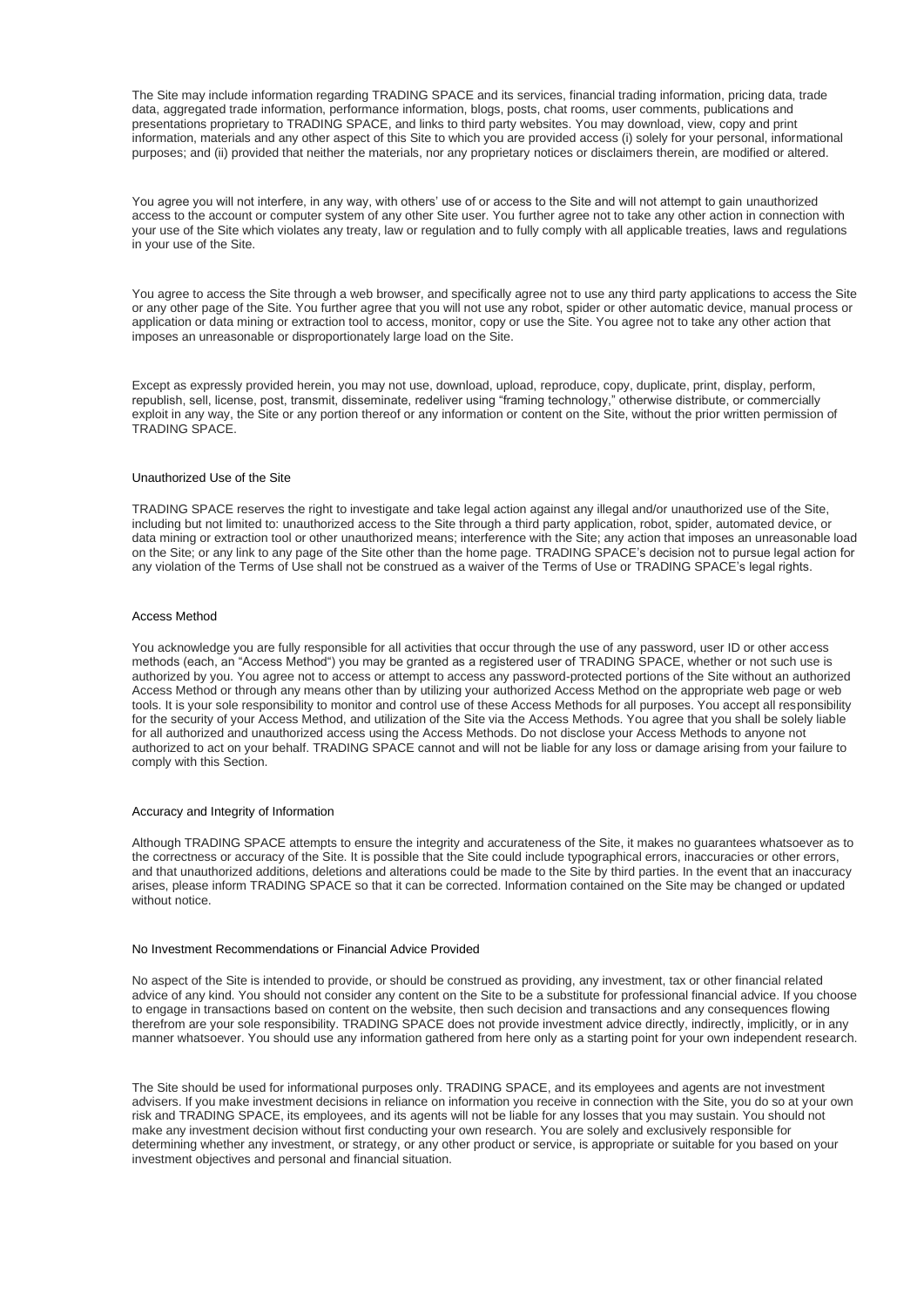The Site may include information regarding TRADING SPACE and its services, financial trading information, pricing data, trade data, aggregated trade information, performance information, blogs, posts, chat rooms, user comments, publications and presentations proprietary to TRADING SPACE, and links to third party websites. You may download, view, copy and print information, materials and any other aspect of this Site to which you are provided access (i) solely for your personal, informational purposes; and (ii) provided that neither the materials, nor any proprietary notices or disclaimers therein, are modified or altered.

You agree you will not interfere, in any way, with others' use of or access to the Site and will not attempt to gain unauthorized access to the account or computer system of any other Site user. You further agree not to take any other action in connection with your use of the Site which violates any treaty, law or regulation and to fully comply with all applicable treaties, laws and regulations in your use of the Site.

You agree to access the Site through a web browser, and specifically agree not to use any third party applications to access the Site or any other page of the Site. You further agree that you will not use any robot, spider or other automatic device, manual process or application or data mining or extraction tool to access, monitor, copy or use the Site. You agree not to take any other action that imposes an unreasonable or disproportionately large load on the Site.

Except as expressly provided herein, you may not use, download, upload, reproduce, copy, duplicate, print, display, perform, republish, sell, license, post, transmit, disseminate, redeliver using "framing technology," otherwise distribute, or commercially exploit in any way, the Site or any portion thereof or any information or content on the Site, without the prior written permission of TRADING SPACE.

## Unauthorized Use of the Site

TRADING SPACE reserves the right to investigate and take legal action against any illegal and/or unauthorized use of the Site, including but not limited to: unauthorized access to the Site through a third party application, robot, spider, automated device, or data mining or extraction tool or other unauthorized means; interference with the Site; any action that imposes an unreasonable load on the Site; or any link to any page of the Site other than the home page. TRADING SPACE's decision not to pursue legal action for any violation of the Terms of Use shall not be construed as a waiver of the Terms of Use or TRADING SPACE's legal rights.

## Access Method

You acknowledge you are fully responsible for all activities that occur through the use of any password, user ID or other access methods (each, an "Access Method") you may be granted as a registered user of TRADING SPACE, whether or not such use is authorized by you. You agree not to access or attempt to access any password-protected portions of the Site without an authorized Access Method or through any means other than by utilizing your authorized Access Method on the appropriate web page or web tools. It is your sole responsibility to monitor and control use of these Access Methods for all purposes. You accept all responsibility for the security of your Access Method, and utilization of the Site via the Access Methods. You agree that you shall be solely liable for all authorized and unauthorized access using the Access Methods. Do not disclose your Access Methods to anyone not authorized to act on your behalf. TRADING SPACE cannot and will not be liable for any loss or damage arising from your failure to comply with this Section.

## Accuracy and Integrity of Information

Although TRADING SPACE attempts to ensure the integrity and accurateness of the Site, it makes no guarantees whatsoever as to the correctness or accuracy of the Site. It is possible that the Site could include typographical errors, inaccuracies or other errors, and that unauthorized additions, deletions and alterations could be made to the Site by third parties. In the event that an inaccuracy arises, please inform TRADING SPACE so that it can be corrected. Information contained on the Site may be changed or updated without notice.

## No Investment Recommendations or Financial Advice Provided

No aspect of the Site is intended to provide, or should be construed as providing, any investment, tax or other financial related advice of any kind. You should not consider any content on the Site to be a substitute for professional financial advice. If you choose to engage in transactions based on content on the website, then such decision and transactions and any consequences flowing therefrom are your sole responsibility. TRADING SPACE does not provide investment advice directly, indirectly, implicitly, or in any manner whatsoever. You should use any information gathered from here only as a starting point for your own independent research.

The Site should be used for informational purposes only. TRADING SPACE, and its employees and agents are not investment advisers. If you make investment decisions in reliance on information you receive in connection with the Site, you do so at your own risk and TRADING SPACE, its employees, and its agents will not be liable for any losses that you may sustain. You should not make any investment decision without first conducting your own research. You are solely and exclusively responsible for determining whether any investment, or strategy, or any other product or service, is appropriate or suitable for you based on your investment objectives and personal and financial situation.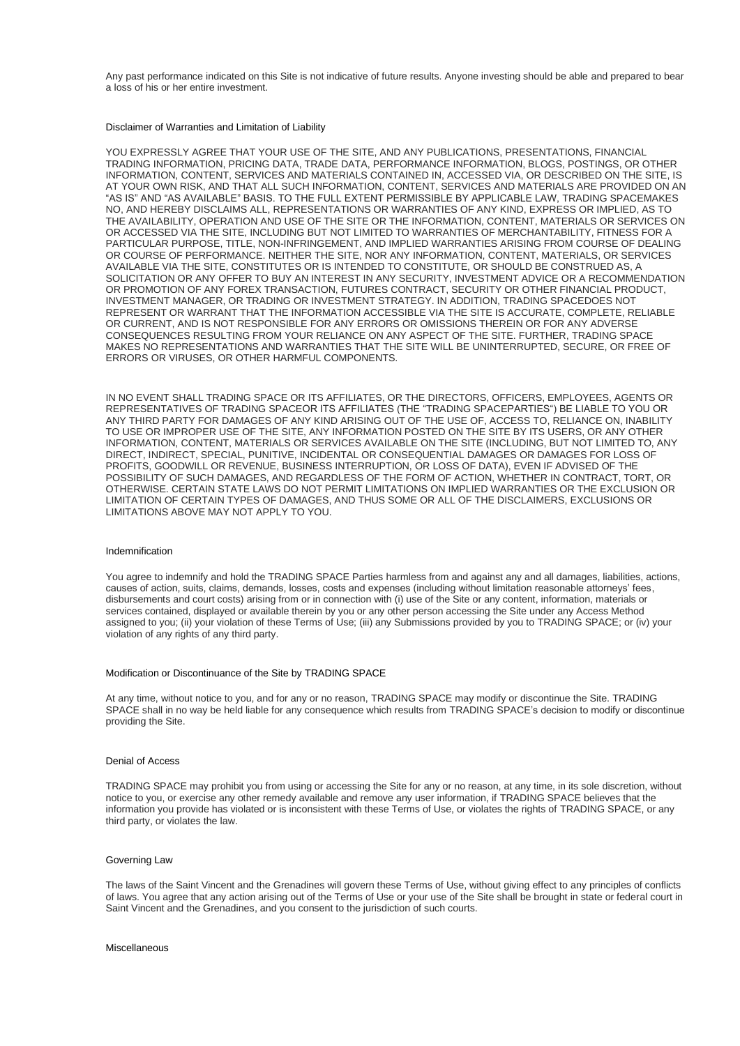Any past performance indicated on this Site is not indicative of future results. Anyone investing should be able and prepared to bear a loss of his or her entire investment.

## Disclaimer of Warranties and Limitation of Liability

YOU EXPRESSLY AGREE THAT YOUR USE OF THE SITE, AND ANY PUBLICATIONS, PRESENTATIONS, FINANCIAL TRADING INFORMATION, PRICING DATA, TRADE DATA, PERFORMANCE INFORMATION, BLOGS, POSTINGS, OR OTHER INFORMATION, CONTENT, SERVICES AND MATERIALS CONTAINED IN, ACCESSED VIA, OR DESCRIBED ON THE SITE, IS AT YOUR OWN RISK, AND THAT ALL SUCH INFORMATION, CONTENT, SERVICES AND MATERIALS ARE PROVIDED ON AN "AS IS" AND "AS AVAILABLE" BASIS. TO THE FULL EXTENT PERMISSIBLE BY APPLICABLE LAW, TRADING SPACEMAKES NO, AND HEREBY DISCLAIMS ALL, REPRESENTATIONS OR WARRANTIES OF ANY KIND, EXPRESS OR IMPLIED, AS TO THE AVAILABILITY, OPERATION AND USE OF THE SITE OR THE INFORMATION, CONTENT, MATERIALS OR SERVICES ON OR ACCESSED VIA THE SITE, INCLUDING BUT NOT LIMITED TO WARRANTIES OF MERCHANTABILITY, FITNESS FOR A PARTICULAR PURPOSE, TITLE, NON-INFRINGEMENT, AND IMPLIED WARRANTIES ARISING FROM COURSE OF DEALING OR COURSE OF PERFORMANCE. NEITHER THE SITE, NOR ANY INFORMATION, CONTENT, MATERIALS, OR SERVICES AVAILABLE VIA THE SITE, CONSTITUTES OR IS INTENDED TO CONSTITUTE, OR SHOULD BE CONSTRUED AS, A SOLICITATION OR ANY OFFER TO BUY AN INTEREST IN ANY SECURITY, INVESTMENT ADVICE OR A RECOMMENDATION OR PROMOTION OF ANY FOREX TRANSACTION, FUTURES CONTRACT, SECURITY OR OTHER FINANCIAL PRODUCT, INVESTMENT MANAGER, OR TRADING OR INVESTMENT STRATEGY. IN ADDITION, TRADING SPACEDOES NOT REPRESENT OR WARRANT THAT THE INFORMATION ACCESSIBLE VIA THE SITE IS ACCURATE, COMPLETE, RELIABLE OR CURRENT, AND IS NOT RESPONSIBLE FOR ANY ERRORS OR OMISSIONS THEREIN OR FOR ANY ADVERSE CONSEQUENCES RESULTING FROM YOUR RELIANCE ON ANY ASPECT OF THE SITE. FURTHER, TRADING SPACE MAKES NO REPRESENTATIONS AND WARRANTIES THAT THE SITE WILL BE UNINTERRUPTED, SECURE, OR FREE OF ERRORS OR VIRUSES, OR OTHER HARMFUL COMPONENTS.

IN NO EVENT SHALL TRADING SPACE OR ITS AFFILIATES, OR THE DIRECTORS, OFFICERS, EMPLOYEES, AGENTS OR REPRESENTATIVES OF TRADING SPACEOR ITS AFFILIATES (THE "TRADING SPACEPARTIES") BE LIABLE TO YOU OR ANY THIRD PARTY FOR DAMAGES OF ANY KIND ARISING OUT OF THE USE OF, ACCESS TO, RELIANCE ON, INABILITY TO USE OR IMPROPER USE OF THE SITE, ANY INFORMATION POSTED ON THE SITE BY ITS USERS, OR ANY OTHER INFORMATION, CONTENT, MATERIALS OR SERVICES AVAILABLE ON THE SITE (INCLUDING, BUT NOT LIMITED TO, ANY DIRECT, INDIRECT, SPECIAL, PUNITIVE, INCIDENTAL OR CONSEQUENTIAL DAMAGES OR DAMAGES FOR LOSS OF PROFITS, GOODWILL OR REVENUE, BUSINESS INTERRUPTION, OR LOSS OF DATA), EVEN IF ADVISED OF THE POSSIBILITY OF SUCH DAMAGES, AND REGARDLESS OF THE FORM OF ACTION, WHETHER IN CONTRACT, TORT, OR OTHERWISE. CERTAIN STATE LAWS DO NOT PERMIT LIMITATIONS ON IMPLIED WARRANTIES OR THE EXCLUSION OR LIMITATION OF CERTAIN TYPES OF DAMAGES, AND THUS SOME OR ALL OF THE DISCLAIMERS, EXCLUSIONS OR LIMITATIONS ABOVE MAY NOT APPLY TO YOU.

## Indemnification

You agree to indemnify and hold the TRADING SPACE Parties harmless from and against any and all damages, liabilities, actions, causes of action, suits, claims, demands, losses, costs and expenses (including without limitation reasonable attorneys' fees, disbursements and court costs) arising from or in connection with (i) use of the Site or any content, information, materials or services contained, displayed or available therein by you or any other person accessing the Site under any Access Method assigned to you; (ii) your violation of these Terms of Use; (iii) any Submissions provided by you to TRADING SPACE; or (iv) your violation of any rights of any third party.

## Modification or Discontinuance of the Site by TRADING SPACE

At any time, without notice to you, and for any or no reason, TRADING SPACE may modify or discontinue the Site. TRADING SPACE shall in no way be held liable for any consequence which results from TRADING SPACE's decision to modify or discontinue providing the Site.

## Denial of Access

TRADING SPACE may prohibit you from using or accessing the Site for any or no reason, at any time, in its sole discretion, without notice to you, or exercise any other remedy available and remove any user information, if TRADING SPACE believes that the information you provide has violated or is inconsistent with these Terms of Use, or violates the rights of TRADING SPACE, or any third party, or violates the law.

## Governing Law

The laws of the Saint Vincent and the Grenadines will govern these Terms of Use, without giving effect to any principles of conflicts of laws. You agree that any action arising out of the Terms of Use or your use of the Site shall be brought in state or federal court in Saint Vincent and the Grenadines, and you consent to the jurisdiction of such courts.

## Miscellaneous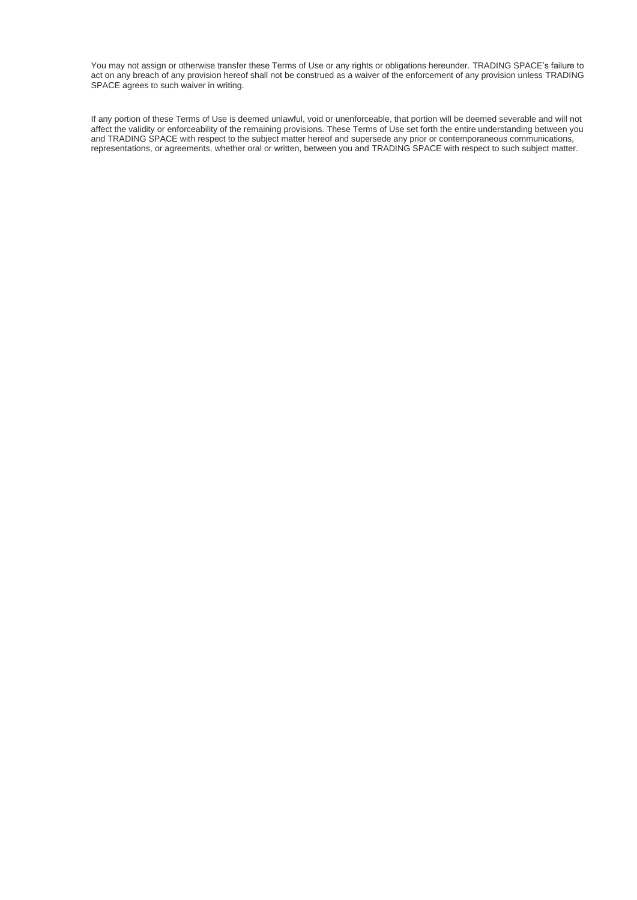You may not assign or otherwise transfer these Terms of Use or any rights or obligations hereunder. TRADING SPACE's failure to act on any breach of any provision hereof shall not be construed as a waiver of the enforcement of any provision unless TRADING SPACE agrees to such waiver in writing.

If any portion of these Terms of Use is deemed unlawful, void or unenforceable, that portion will be deemed severable and will not affect the validity or enforceability of the remaining provisions. These Terms of Use set forth the entire understanding between you and TRADING SPACE with respect to the subject matter hereof and supersede any prior or contemporaneous communications, representations, or agreements, whether oral or written, between you and TRADING SPACE with respect to such subject matter.